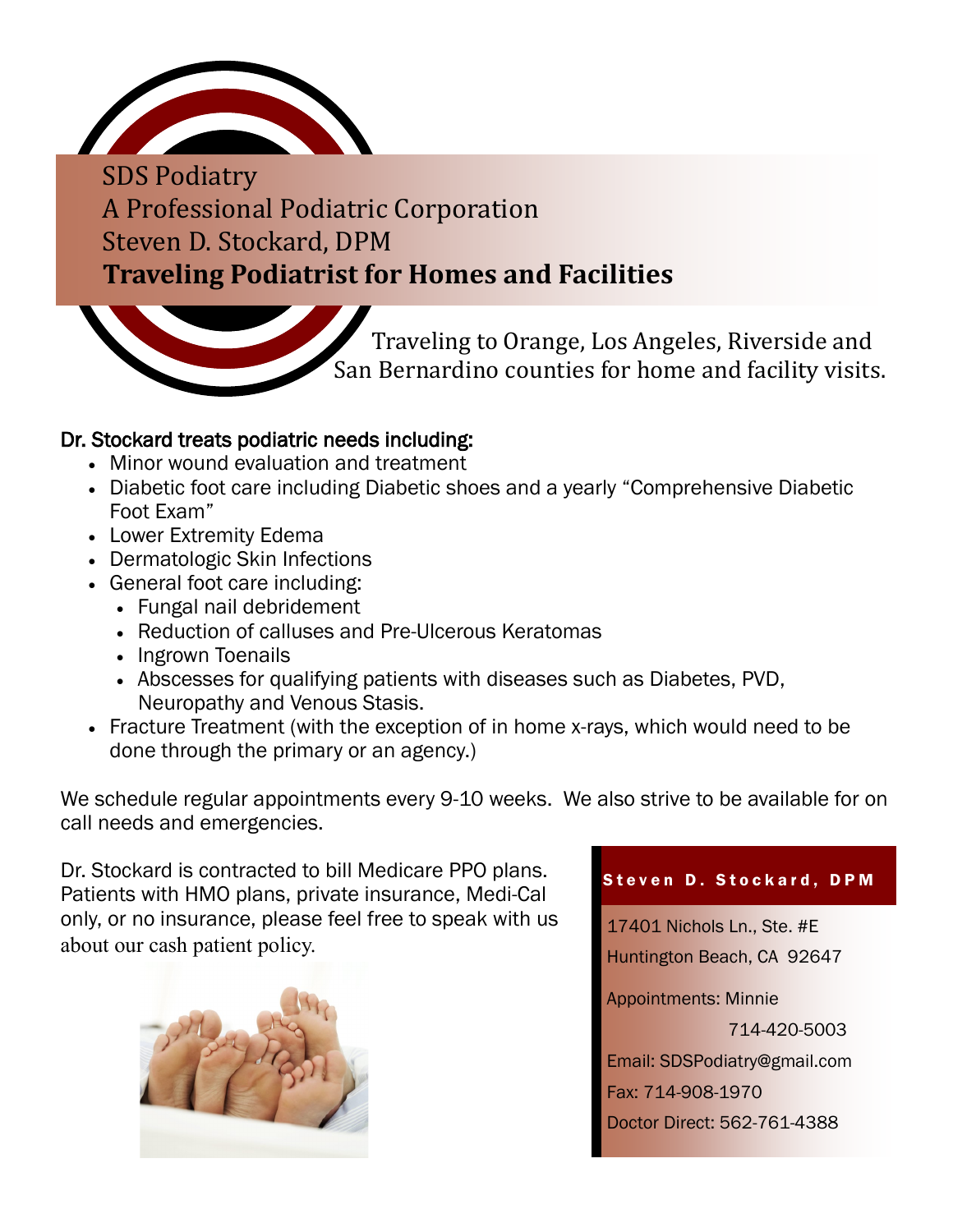# SDS Podiatry

## A Professional Podiatric Corporation

## Steven D. Stockard, DPM

## **Traveling Podiatrist for Homes and Facilities**

Traveling to Orange, Los Angeles, Riverside and San Bernardino counties for home and facility visits.

### Dr. Stockard treats podiatric needs including:

- Minor wound evaluation and treatment
- Diabetic foot care including Diabetic shoes and a yearly "Comprehensive Diabetic Foot Exam"
- Lower Extremity Edema
- Dermatologic Skin Infections
- General foot care including:
  - Fungal nail debridement
  - Reduction of calluses and Pre-Ulcerous Keratomas
  - Ingrown Toenails
  - Abscesses for qualifying patients with diseases such as Diabetes, PVD, Neuropathy and Venous Stasis.
- Fracture Treatment (with the exception of in home x-rays, which would need to be done through the primary or an agency.)

We schedule regular appointments every 9-10 weeks. We also strive to be available for on call needs and emergencies.

Dr. Stockard is contracted to bill Medicare PPO plans. Patients with HMO plans, private insurance, Medi-Cal only, or no insurance, please feel free to speak with us about our cash patient policy.

**Steven D. Stockard, DPM**

17401 Nichols Ln., Ste. #E
Huntington Beach, CA 92647

Appointments: Minnie
714-420-5003

Email: SDSPodiatry@gmail.com

Fax: 714-908-1970

Doctor Direct: 562-761-4388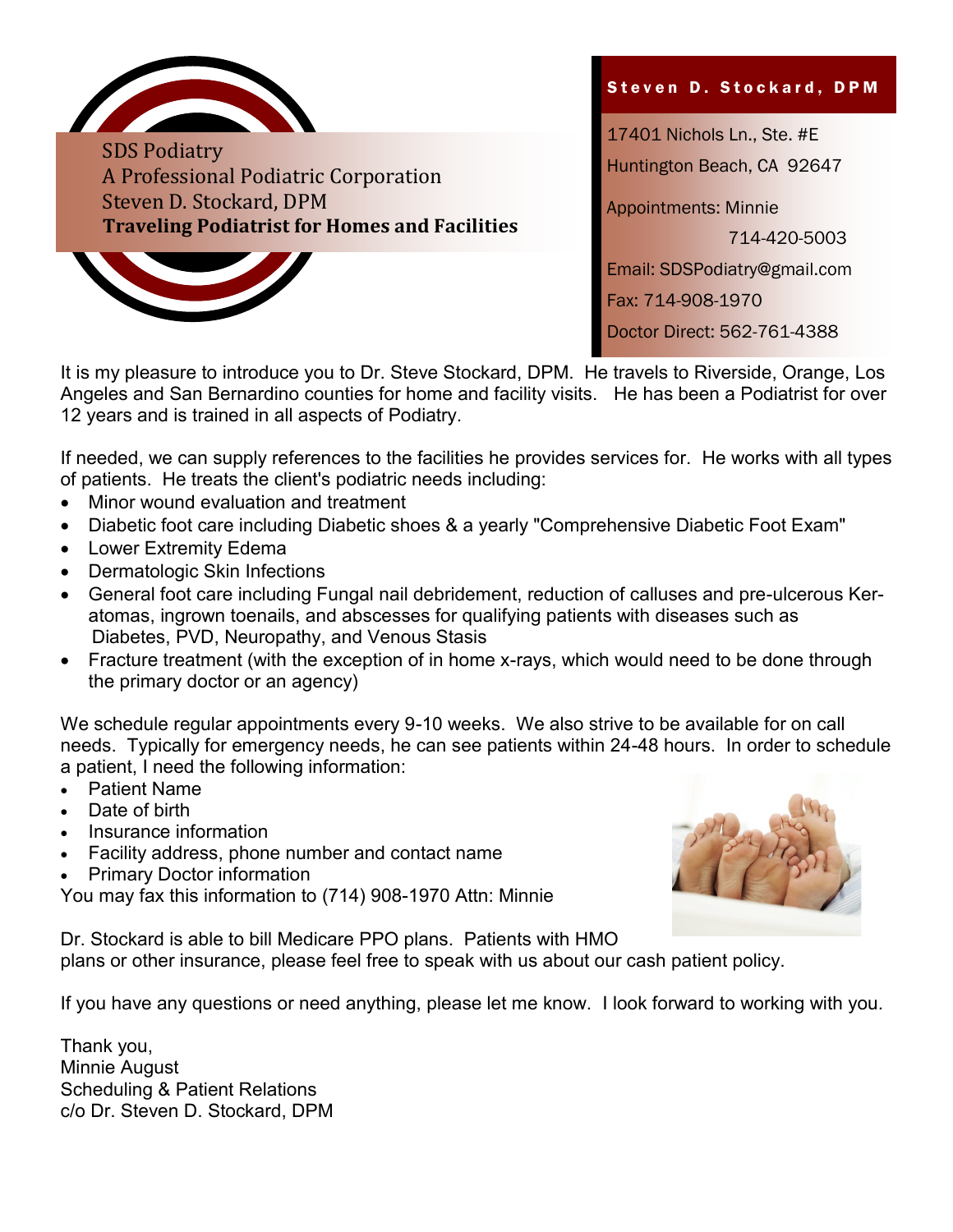SDS Podiatry
A Professional Podiatric Corporation
Steven D. Stockard, DPM
**Traveling Podiatrist for Homes and Facilities**

**Steven D. Stockard, DPM**

17401 Nichols Ln., Ste. #E
Huntington Beach, CA 92647

Appointments: Minnie
714-420-5003

Email: SDSPodiatry@gmail.com

Fax: 714-908-1970

Doctor Direct: 562-761-4388

It is my pleasure to introduce you to Dr. Steve Stockard, DPM. He travels to Riverside, Orange, Los Angeles and San Bernardino counties for home and facility visits. He has been a Podiatrist for over 12 years and is trained in all aspects of Podiatry.

If needed, we can supply references to the facilities he provides services for. He works with all types of patients. He treats the client's podiatric needs including:

- Minor wound evaluation and treatment
- Diabetic foot care including Diabetic shoes & a yearly "Comprehensive Diabetic Foot Exam"
- Lower Extremity Edema
- Dermatologic Skin Infections
- General foot care including Fungal nail debridement, reduction of calluses and pre-ulcerous Keratomas, ingrown toenails, and abscesses for qualifying patients with diseases such as Diabetes, PVD, Neuropathy, and Venous Stasis
- Fracture treatment (with the exception of in home x-rays, which would need to be done through the primary doctor or an agency)

We schedule regular appointments every 9-10 weeks. We also strive to be available for on call needs. Typically for emergency needs, he can see patients within 24-48 hours. In order to schedule a patient, I need the following information:

- Patient Name
- Date of birth
- Insurance information
- Facility address, phone number and contact name
- Primary Doctor information

You may fax this information to (714) 908-1970 Attn: Minnie

Dr. Stockard is able to bill Medicare PPO plans. Patients with HMO plans or other insurance, please feel free to speak with us about our cash patient policy.

If you have any questions or need anything, please let me know. I look forward to working with you.

Thank you,
Minnie August
Scheduling & Patient Relations
c/o Dr. Steven D. Stockard, DPM